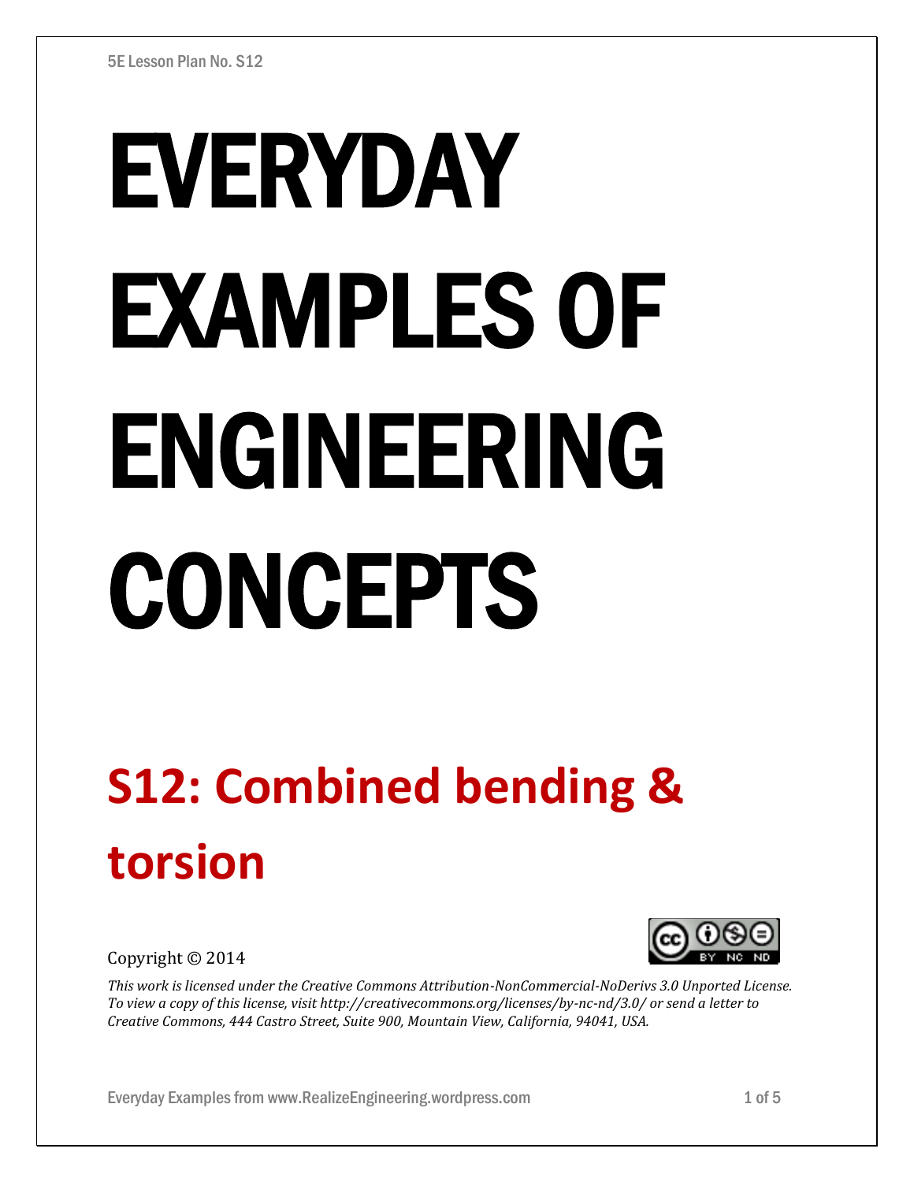# EVERYDAY EXAMPLES OF ENGINEERING CONCEPTS

## S12: Combined bending & torsion

Copyright © 2014

*This work is licensed under the Creative Commons Attribution-NonCommercial-NoDerivs 3.0 Unported License. To view a copy of this license, visit http://creativecommons.org/licenses/by-nc-nd/3.0/ or send a letter to Creative Commons, 444 Castro Street, Suite 900, Mountain View, California, 94041, USA.*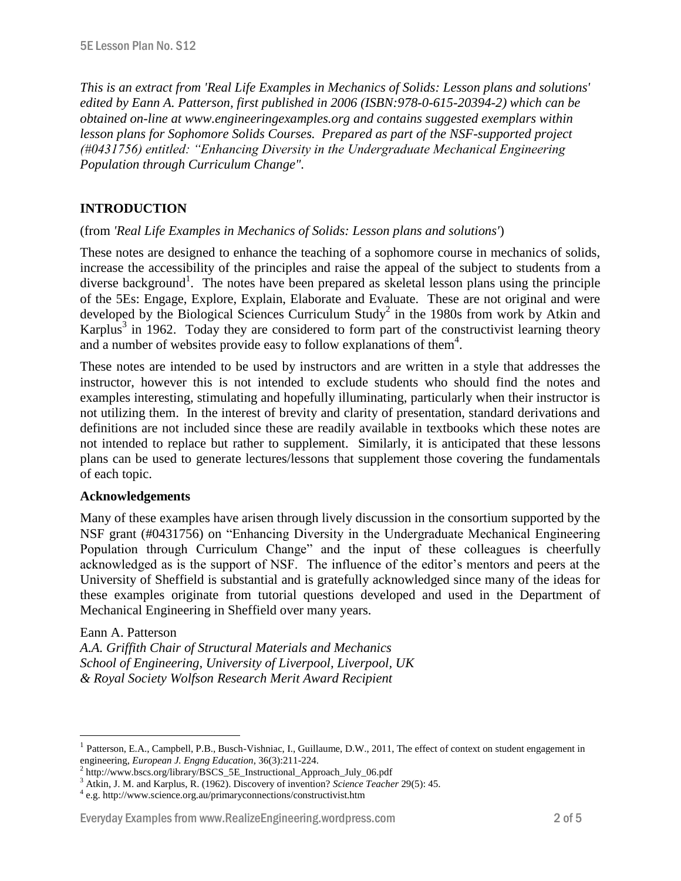*This is an extract from 'Real Life Examples in Mechanics of Solids: Lesson plans and solutions' edited by Eann A. Patterson, first published in 2006 (ISBN:978-0-615-20394-2) which can be obtained on-line at www.engineeringexamples.org and contains suggested exemplars within lesson plans for Sophomore Solids Courses. Prepared as part of the NSF-supported project (#0431756) entitled: "Enhancing Diversity in the Undergraduate Mechanical Engineering Population through Curriculum Change".*

## INTRODUCTION

(from *'Real Life Examples in Mechanics of Solids: Lesson plans and solutions'*)

These notes are designed to enhance the teaching of a sophomore course in mechanics of solids, increase the accessibility of the principles and raise the appeal of the subject to students from a diverse background[1]. The notes have been prepared as skeletal lesson plans using the principle of the 5Es: Engage, Explore, Explain, Elaborate and Evaluate. These are not original and were developed by the Biological Sciences Curriculum Study[2] in the 1980s from work by Atkin and Karplus[3] in 1962. Today they are considered to form part of the constructivist learning theory and a number of websites provide easy to follow explanations of them[4].

These notes are intended to be used by instructors and are written in a style that addresses the instructor, however this is not intended to exclude students who should find the notes and examples interesting, stimulating and hopefully illuminating, particularly when their instructor is not utilizing them. In the interest of brevity and clarity of presentation, standard derivations and definitions are not included since these are readily available in textbooks which these notes are not intended to replace but rather to supplement. Similarly, it is anticipated that these lessons plans can be used to generate lectures/lessons that supplement those covering the fundamentals of each topic.

### Acknowledgements

Many of these examples have arisen through lively discussion in the consortium supported by the NSF grant (#0431756) on "Enhancing Diversity in the Undergraduate Mechanical Engineering Population through Curriculum Change" and the input of these colleagues is cheerfully acknowledged as is the support of NSF. The influence of the editor's mentors and peers at the University of Sheffield is substantial and is gratefully acknowledged since many of the ideas for these examples originate from tutorial questions developed and used in the Department of Mechanical Engineering in Sheffield over many years.

Eann A. Patterson
*A.A. Griffith Chair of Structural Materials and Mechanics*
*School of Engineering, University of Liverpool, Liverpool, UK*
*& Royal Society Wolfson Research Merit Award Recipient*

---

[1] Patterson, E.A., Campbell, P.B., Busch-Vishniac, I., Guillaume, D.W., 2011, The effect of context on student engagement in engineering, *European J. Engng Education*, 36(3):211-224.

[2] http://www.bscs.org/library/BSCS_5E_Instructional_Approach_July_06.pdf

[3] Atkin, J. M. and Karplus, R. (1962). Discovery of invention? *Science Teacher* 29(5): 45.

[4] e.g. http://www.science.org.au/primaryconnections/constructivist.htm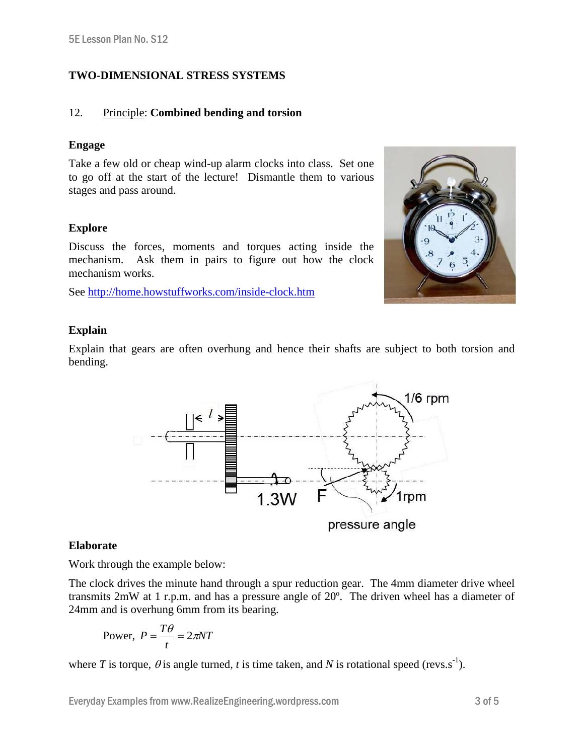# TWO-DIMENSIONAL STRESS SYSTEMS

## 12. Principle: **Combined bending and torsion**

### Engage

Take a few old or cheap wind-up alarm clocks into class. Set one to go off at the start of the lecture! Dismantle them to various stages and pass around.

### Explore

Discuss the forces, moments and torques acting inside the mechanism. Ask them in pairs to figure out how the clock mechanism works.

See http://home.howstuffworks.com/inside-clock.htm

### Explain

Explain that gears are often overhung and hence their shafts are subject to both torsion and bending.

### Elaborate

Work through the example below:

The clock drives the minute hand through a spur reduction gear. The 4mm diameter drive wheel transmits 2mW at 1 r.p.m. and has a pressure angle of 20º. The driven wheel has a diameter of 24mm and is overhung 6mm from its bearing.

$$\text{Power, } P = \frac{T\theta}{t} = 2\pi NT$$

where $T$ is torque, $\theta$ is angle turned, $t$ is time taken, and $N$ is rotational speed (revs.s$^{-1}$).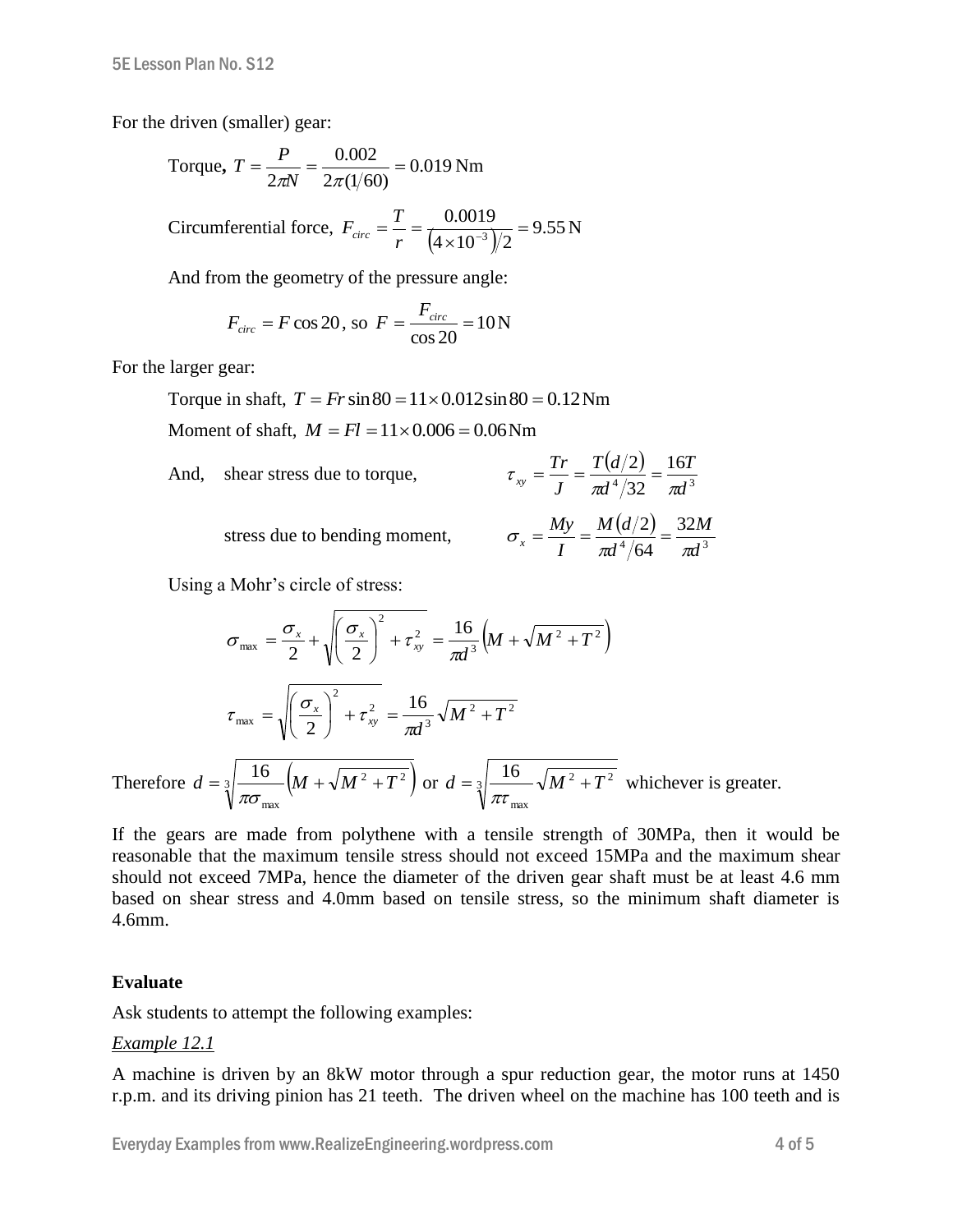For the driven (smaller) gear:

Torque, $T = \frac{P}{2\pi N} = \frac{0.002}{2\pi(1/60)} = 0.019\,\text{Nm}$

Circumferential force, $F_{circ} = \frac{T}{r} = \frac{0.0019}{\left(4\times10^{-3}\right)/2} = 9.55\,\text{N}$

And from the geometry of the pressure angle:

$$F_{circ} = F\cos 20\text{, so } F = \frac{F_{circ}}{\cos 20} = 10\,\text{N}$$

For the larger gear:

Torque in shaft, $T = Fr\sin 80 = 11\times 0.012\sin 80 = 0.12\,\text{Nm}$

Moment of shaft, $M = Fl = 11\times 0.006 = 0.06\,\text{Nm}$

And, shear stress due to torque, $\tau_{xy} = \frac{Tr}{J} = \frac{T(d/2)}{\pi d^4/32} = \frac{16T}{\pi d^3}$

stress due to bending moment, $\sigma_x = \frac{My}{I} = \frac{M(d/2)}{\pi d^4/64} = \frac{32M}{\pi d^3}$

Using a Mohr's circle of stress:

$$\sigma_{max} = \frac{\sigma_x}{2} + \sqrt{\left(\frac{\sigma_x}{2}\right)^2 + \tau_{xy}^2} = \frac{16}{\pi d^3}\left(M + \sqrt{M^2 + T^2}\right)$$

$$\tau_{max} = \sqrt{\left(\frac{\sigma_x}{2}\right)^2 + \tau_{xy}^2} = \frac{16}{\pi d^3}\sqrt{M^2 + T^2}$$

Therefore $d = \sqrt[3]{\frac{16}{\pi\sigma_{max}}\left(M + \sqrt{M^2 + T^2}\right)}$ or $d = \sqrt[3]{\frac{16}{\pi\tau_{max}}\sqrt{M^2 + T^2}}$ whichever is greater.

If the gears are made from polythene with a tensile strength of 30MPa, then it would be reasonable that the maximum tensile stress should not exceed 15MPa and the maximum shear should not exceed 7MPa, hence the diameter of the driven gear shaft must be at least 4.6 mm based on shear stress and 4.0mm based on tensile stress, so the minimum shaft diameter is 4.6mm.

**Evaluate**

Ask students to attempt the following examples:

*Example 12.1*

A machine is driven by an 8kW motor through a spur reduction gear, the motor runs at 1450 r.p.m. and its driving pinion has 21 teeth. The driven wheel on the machine has 100 teeth and is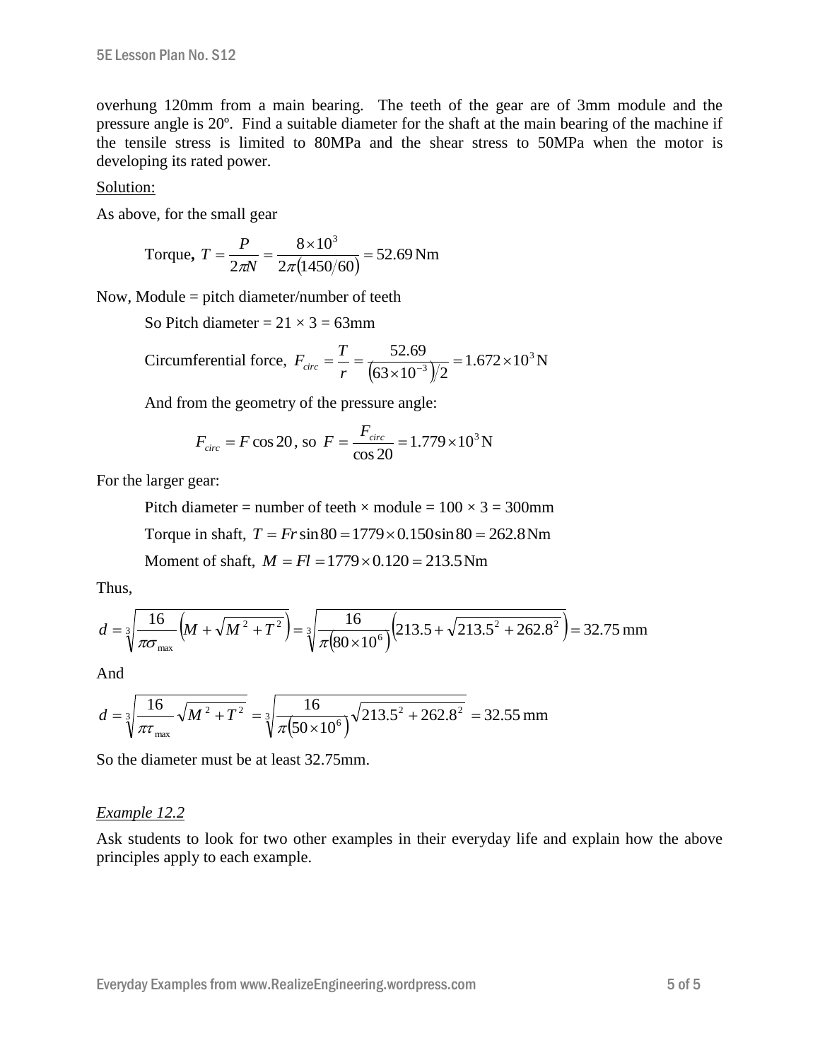overhung 120mm from a main bearing. The teeth of the gear are of 3mm module and the pressure angle is 20º. Find a suitable diameter for the shaft at the main bearing of the machine if the tensile stress is limited to 80MPa and the shear stress to 50MPa when the motor is developing its rated power.

Solution:

As above, for the small gear

$$\text{Torque, } T = \frac{P}{2\pi N} = \frac{8\times10^3}{2\pi(1450/60)} = 52.69\,\text{Nm}$$

Now, Module = pitch diameter/number of teeth

So Pitch diameter = 21 × 3 = 63mm

$$\text{Circumferential force, } F_{circ} = \frac{T}{r} = \frac{52.69}{\left(63\times10^{-3}\right)/2} = 1.672\times10^3\,\text{N}$$

And from the geometry of the pressure angle:

$$F_{circ} = F\cos 20\text{, so } F = \frac{F_{circ}}{\cos 20} = 1.779\times10^3\,\text{N}$$

For the larger gear:

Pitch diameter = number of teeth × module = 100 × 3 = 300mm

Torque in shaft, $T = Fr\sin 80 = 1779\times0.150\sin 80 = 262.8\,\text{Nm}$

Moment of shaft, $M = Fl = 1779\times0.120 = 213.5\,\text{Nm}$

Thus,

$$d = \sqrt[3]{\frac{16}{\pi\sigma_{max}}\left(M+\sqrt{M^2+T^2}\right)} = \sqrt[3]{\frac{16}{\pi\left(80\times10^6\right)}\left(213.5+\sqrt{213.5^2+262.8^2}\right)} = 32.75\,\text{mm}$$

And

$$d = \sqrt[3]{\frac{16}{\pi\tau_{max}}\sqrt{M^2+T^2}} = \sqrt[3]{\frac{16}{\pi\left(50\times10^6\right)}\sqrt{213.5^2+262.8^2}} = 32.55\,\text{mm}$$

So the diameter must be at least 32.75mm.

*Example 12.2*

Ask students to look for two other examples in their everyday life and explain how the above principles apply to each example.